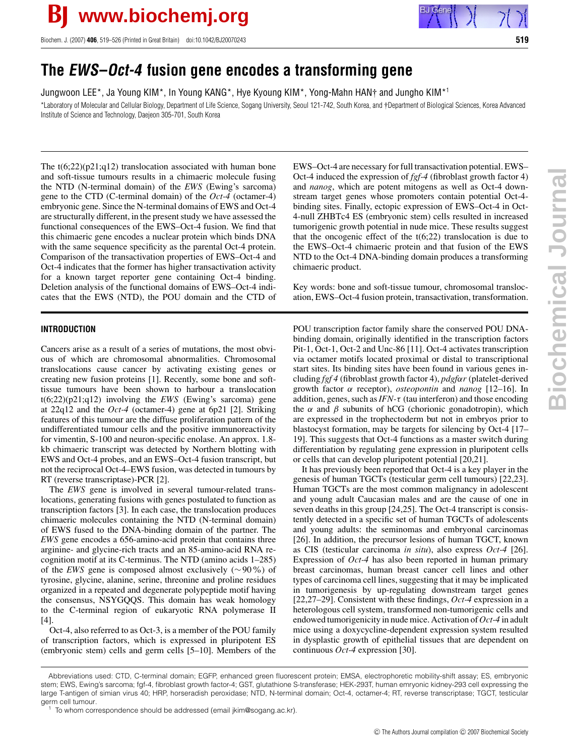# The *EWS–Oct-4* fusion gene encodes a transforming gene

Jungwoon LEE*, Ja Young KIM*, In Young KANG*, Hye Kyoung KIM*, Yong-Mahn HAN† and Jungho KIM*[1]

*Laboratory of Molecular and Cellular Biology, Department of Life Science, Sogang University, Seoul 121-742, South Korea, and †Department of Biological Sciences, Korea Advanced Institute of Science and Technology, Daejeon 305-701, South Korea

The t(6;22)(p21;q12) translocation associated with human bone and soft-tissue tumours results in a chimaeric molecule fusing the NTD (N-terminal domain) of the *EWS* (Ewing's sarcoma) gene to the CTD (C-terminal domain) of the *Oct-4* (octamer-4) embryonic gene. Since the N-terminal domains of EWS and Oct-4 are structurally different, in the present study we have assessed the functional consequences of the EWS–Oct-4 fusion. We find that this chimaeric gene encodes a nuclear protein which binds DNA with the same sequence specificity as the parental Oct-4 protein. Comparison of the transactivation properties of EWS–Oct-4 and Oct-4 indicates that the former has higher transactivation activity for a known target reporter gene containing Oct-4 binding. Deletion analysis of the functional domains of EWS–Oct-4 indicates that the EWS (NTD), the POU domain and the CTD of EWS–Oct-4 are necessary for full transactivation potential. EWS–Oct-4 induced the expression of *fgf-4* (fibroblast growth factor 4) and *nanog*, which are potent mitogens as well as Oct-4 downstream target genes whose promoters contain potential Oct-4-binding sites. Finally, ectopic expression of EWS–Oct-4 in Oct-4-null ZHBTc4 ES (embryonic stem) cells resulted in increased tumorigenic growth potential in nude mice. These results suggest that the oncogenic effect of the t(6;22) translocation is due to the EWS–Oct-4 chimaeric protein and that fusion of the EWS NTD to the Oct-4 DNA-binding domain produces a transforming chimaeric product.

Key words: bone and soft-tissue tumour, chromosomal translocation, EWS–Oct-4 fusion protein, transactivation, transformation.

## INTRODUCTION

Cancers arise as a result of a series of mutations, the most obvious of which are chromosomal abnormalities. Chromosomal translocations cause cancer by activating existing genes or creating new fusion proteins [1]. Recently, some bone and soft-tissue tumours have been shown to harbour a translocation t(6;22)(p21;q12) involving the *EWS* (Ewing's sarcoma) gene at 22q12 and the *Oct-4* (octamer-4) gene at 6p21 [2]. Striking features of this tumour are the diffuse proliferation pattern of the undifferentiated tumour cells and the positive immunoreactivity for vimentin, S-100 and neuron-specific enolase. An approx. 1.8-kb chimaeric transcript was detected by Northern blotting with EWS and Oct-4 probes, and an EWS–Oct-4 fusion transcript, but not the reciprocal Oct-4–EWS fusion, was detected in tumours by RT (reverse transcriptase)-PCR [2].

The *EWS* gene is involved in several tumour-related translocations, generating fusions with genes postulated to function as transcription factors [3]. In each case, the translocation produces chimaeric molecules containing the NTD (N-terminal domain) of EWS fused to the DNA-binding domain of the partner. The *EWS* gene encodes a 656-amino-acid protein that contains three arginine- and glycine-rich tracts and an 85-amino-acid RNA recognition motif at its C-terminus. The NTD (amino acids 1–285) of the *EWS* gene is composed almost exclusively (∼90%) of tyrosine, glycine, alanine, serine, threonine and proline residues organized in a repeated and degenerate polypeptide motif having the consensus, NSYGQQS. This domain has weak homology to the C-terminal region of eukaryotic RNA polymerase II [4].

Oct-4, also referred to as Oct-3, is a member of the POU family of transcription factors, which is expressed in pluripotent ES (embryonic stem) cells and germ cells [5–10]. Members of the POU transcription factor family share the conserved POU DNA-binding domain, originally identified in the transcription factors Pit-1, Oct-1, Oct-2 and Unc-86 [11]. Oct-4 activates transcription via octamer motifs located proximal or distal to transcriptional start sites. Its binding sites have been found in various genes including *fgf 4* (fibroblast growth factor 4), *pdgfαr* (platelet-derived growth factor α receptor), *osteopontin* and *nanog* [12–16]. In addition, genes, such as *IFN-τ* (tau interferon) and those encoding the α and β subunits of hCG (chorionic gonadotropin), which are expressed in the trophectoderm but not in embryos prior to blastocyst formation, may be targets for silencing by Oct-4 [17–19]. This suggests that Oct-4 functions as a master switch during differentiation by regulating gene expression in pluripotent cells or cells that can develop pluripotent potential [20,21].

It has previously been reported that Oct-4 is a key player in the genesis of human TGCTs (testicular germ cell tumours) [22,23]. Human TGCTs are the most common malignancy in adolescent and young adult Caucasian males and are the cause of one in seven deaths in this group [24,25]. The Oct-4 transcript is consistently detected in a specific set of human TGCTs of adolescents and young adults: the seminomas and embryonal carcinomas [26]. In addition, the precursor lesions of human TGCT, known as CIS (testicular carcinoma *in situ*), also express *Oct-4* [26]. Expression of *Oct-4* has also been reported in human primary breast carcinomas, human breast cancer cell lines and other types of carcinoma cell lines, suggesting that it may be implicated in tumorigenesis by up-regulating downstream target genes [22,27–29]. Consistent with these findings, *Oct-4* expression in a heterologous cell system, transformed non-tumorigenic cells and endowed tumorigenicity in nude mice. Activation of *Oct-4* in adult mice using a doxycycline-dependent expression system resulted in dysplastic growth of epithelial tissues that are dependent on continuous *Oct-4* expression [30].

Abbreviations used: CTD, C-terminal domain; EGFP, enhanced green fluorescent protein; EMSA, electrophoretic mobility-shift assay; ES, embryonic stem; EWS, Ewing's sarcoma; fgf-4, fibroblast growth factor-4; GST, glutathione S-transferase; HEK-293T, human emryonic kidney-293 cell expressing the large T-antigen of simian virus 40; HRP, horseradish peroxidase; NTD, N-terminal domain; Oct-4, octamer-4; RT, reverse transcriptase; TGCT, testicular germ cell tumour.

[1] To whom correspondence should be addressed (email jkim@sogang.ac.kr).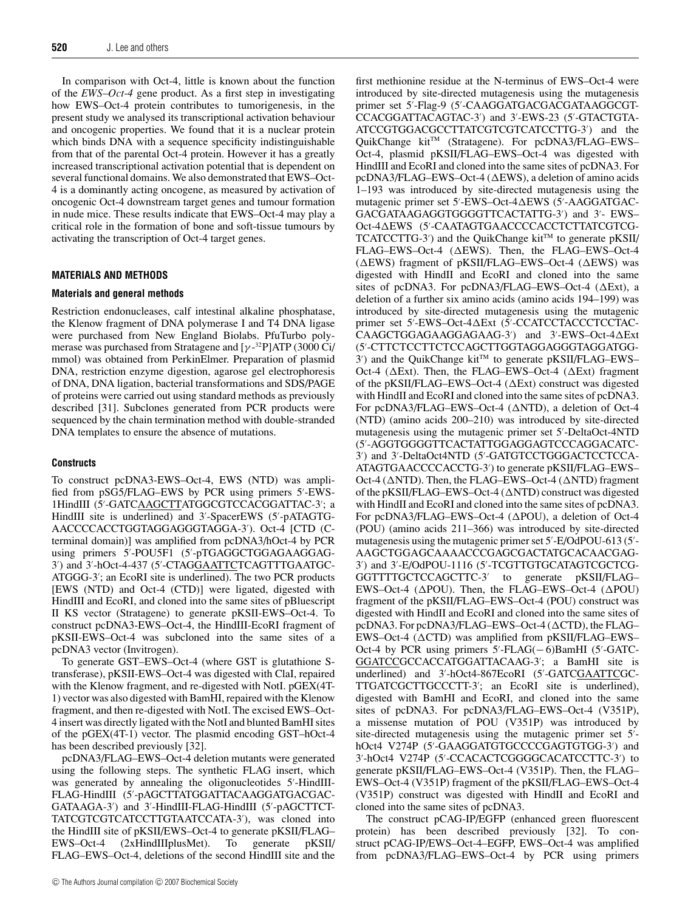In comparison with Oct-4, little is known about the function of the *EWS–Oct-4* gene product. As a first step in investigating how EWS–Oct-4 protein contributes to tumorigenesis, in the present study we analysed its transcriptional activation behaviour and oncogenic properties. We found that it is a nuclear protein which binds DNA with a sequence specificity indistinguishable from that of the parental Oct-4 protein. However it has a greatly increased transcriptional activation potential that is dependent on several functional domains. We also demonstrated that EWS–Oct-4 is a dominantly acting oncogene, as measured by activation of oncogenic Oct-4 downstream target genes and tumour formation in nude mice. These results indicate that EWS–Oct-4 may play a critical role in the formation of bone and soft-tissue tumours by activating the transcription of Oct-4 target genes.

## MATERIALS AND METHODS

### Materials and general methods

Restriction endonucleases, calf intestinal alkaline phosphatase, the Klenow fragment of DNA polymerase I and T4 DNA ligase were purchased from New England Biolabs. PfuTurbo polymerase was purchased from Stratagene and [$\gamma$-$^{32}$P]ATP (3000 Ci/mmol) was obtained from PerkinElmer. Preparation of plasmid DNA, restriction enzyme digestion, agarose gel electrophoresis of DNA, DNA ligation, bacterial transformations and SDS/PAGE of proteins were carried out using standard methods as previously described [31]. Subclones generated from PCR products were sequenced by the chain termination method with double-stranded DNA templates to ensure the absence of mutations.

### Constructs

To construct pcDNA3-EWS–Oct-4, EWS (NTD) was amplified from pSG5/FLAG–EWS by PCR using primers 5′-EWS-1HindIII (5′-GATCAAGCTTATGGCGTCCACGGATTAC-3′; a HindIII site is underlined) and 3′-SpacerEWS (5′-pATAGTG-AACCCCACCTGGTAGGAGGGTAGGA-3′). Oct-4 [CTD (C-terminal domain)] was amplified from pcDNA3/hOct-4 by PCR using primers 5′-POU5F1 (5′-pTGAGGCTGGAGAAGGAG-3′) and 3′-hOct-4-437 (5′-CTAGGAATTCTCAGTTTGAATGC-ATGGG-3′; an EcoRI site is underlined). The two PCR products [EWS (NTD) and Oct-4 (CTD)] were ligated, digested with HindIII and EcoRI, and cloned into the same sites of pBluescript II KS vector (Stratagene) to generate pKSII-EWS–Oct-4. To construct pcDNA3-EWS–Oct-4, the HindIII-EcoRI fragment of pKSII-EWS–Oct-4 was subcloned into the same sites of a pcDNA3 vector (Invitrogen).

To generate GST–EWS–Oct-4 (where GST is glutathione S-transferase), pKSII-EWS–Oct-4 was digested with ClaI, repaired with the Klenow fragment, and re-digested with NotI. pGEX(4T-1) vector was also digested with BamHI, repaired with the Klenow fragment, and then re-digested with NotI. The excised EWS–Oct-4 insert was directly ligated with the NotI and blunted BamHI sites of the pGEX(4T-1) vector. The plasmid encoding GST–hOct-4 has been described previously [32].

pcDNA3/FLAG–EWS–Oct-4 deletion mutants were generated using the following steps. The synthetic FLAG insert, which was generated by annealing the oligonucleotides 5′-HindIII-FLAG-HindIII (5′-pAGCTTATGGATTACAAGGATGACGAC-GATAAGA-3′) and 3′-HindIII-FLAG-HindIII (5′-pAGCTTCT-TATCGTCGTCATCCTTGTAATCCATA-3′), was cloned into the HindIII site of pKSII/EWS–Oct-4 to generate pKSII/FLAG–EWS–Oct-4 (2xHindIIIplusMet). To generate pKSII/FLAG–EWS–Oct-4, deletions of the second HindIII site and the first methionine residue at the N-terminus of EWS–Oct-4 were introduced by site-directed mutagenesis using the mutagenesis primer set 5′-Flag-9 (5′-CAAGGATGACGACGATAAGGCGT-CCACGGATTACAGTAC-3′) and 3′-EWS-23 (5′-GTACTGTA-ATCCGTGGACGCCTTATCGTCGTCATCCTTG-3′) and the QuikChange kit™ (Stratagene). For pcDNA3/FLAG–EWS–Oct-4, plasmid pKSII/FLAG–EWS–Oct-4 was digested with HindIII and EcoRI and cloned into the same sites of pcDNA3. For pcDNA3/FLAG–EWS–Oct-4 (ΔEWS), a deletion of amino acids 1–193 was introduced by site-directed mutagenesis using the mutagenic primer set 5′-EWS–Oct-4ΔEWS (5′-AAGGATGAC-GACGATAAGAGGTGGGGTTCACTATTG-3′) and 3′- EWS–Oct-4ΔEWS (5′-CAATAGTGAACCCCACCTCTTATCGTCG-TCATCCTTG-3′) and the QuikChange kit™ to generate pKSII/FLAG–EWS–Oct-4 (ΔEWS). Then, the FLAG–EWS–Oct-4 (ΔEWS) fragment of pKSII/FLAG–EWS–Oct-4 (ΔEWS) was digested with HindIII and EcoRI and cloned into the same sites of pcDNA3. For pcDNA3/FLAG–EWS–Oct-4 (ΔExt), a deletion of a further six amino acids (amino acids 194–199) was introduced by site-directed mutagenesis using the mutagenic primer set 5′-EWS–Oct-4ΔExt (5′-CCATCCTACCCTCCTAC-CAAGCTGGAGAAGGAGAAG-3′) and 3′-EWS–Oct-4ΔExt (5′-CTTCTCCTTCTCCAGCTTGGTAGGAGGGTAGGATGG-3′) and the QuikChange kit™ to generate pKSII/FLAG–EWS–Oct-4 (ΔExt). Then, the FLAG–EWS–Oct-4 (ΔExt) fragment of the pKSII/FLAG–EWS–Oct-4 (ΔExt) construct was digested with HindIII and EcoRI and cloned into the same sites of pcDNA3. For pcDNA3/FLAG–EWS–Oct-4 (ΔNTD), a deletion of Oct-4 (NTD) (amino acids 200–210) was introduced by site-directed mutagenesis using the mutagenic primer set 5′-DeltaOct-4NTD (5′-AGGTGGGGTTCACTATTGGAGGAGTCCCAGGACATC-3′) and 3′-DeltaOct4NTD (5′-GATGTCCTGGGACTCCTCCA-ATAGTGAACCCCACCTG-3′) to generate pKSII/FLAG–EWS–Oct-4 (ΔNTD). Then, the FLAG–EWS–Oct-4 (ΔNTD) fragment of the pKSII/FLAG–EWS–Oct-4 (ΔNTD) construct was digested with HindII and EcoRI and cloned into the same sites of pcDNA3. For pcDNA3/FLAG–EWS–Oct-4 (ΔPOU), a deletion of Oct-4 (POU) (amino acids 211–366) was introduced by site-directed mutagenesis using the mutagenic primer set 5′-E/OdPOU-613 (5′-AAGCTGGAGCAAAACCCGAGCGACTATGCACAACGAG-3′) and 3′-E/OdPOU-1116 (5′-TCGTTGTGCATAGTCGCTCG-GGTTTTGCTCCAGCTTC-3′ to generate pKSII/FLAG–EWS–Oct-4 (ΔPOU). Then, the FLAG–EWS–Oct-4 (ΔPOU) fragment of the pKSII/FLAG–EWS–Oct-4 (POU) construct was digested with HindII and EcoRI and cloned into the same sites of pcDNA3. For pcDNA3/FLAG–EWS–Oct-4 (ΔCTD), the FLAG–EWS–Oct-4 (ΔCTD) was amplified from pKSII/FLAG–EWS–Oct-4 by PCR using primers 5′-FLAG(−6)BamHI (5′-GATC-GGATCCGCCACCATGGATTACAAG-3′; a BamHI site is underlined) and 3′-hOct4-867EcoRI (5′-GATCGAATTCGC-TTGATCGCTTGCCCTT-3′; an EcoRI site is underlined), digested with BamHI and EcoRI, and cloned into the same sites of pcDNA3. For pcDNA3/FLAG–EWS–Oct-4 (V351P), a missense mutation of POU (V351P) was introduced by site-directed mutagenesis using the mutagenic primer set 5′-hOct4 V274P (5′-GAAGGATGTGCCCCGAGTGTGG-3′) and 3′-hOct4 V274P (5′-CCACACTCGGGGCACATCCTTC-3′) to generate pKSII/FLAG–EWS–Oct-4 (V351P). Then, the FLAG–EWS–Oct-4 (V351P) fragment of the pKSII/FLAG–EWS–Oct-4 (V351P) construct was digested with HindII and EcoRI and cloned into the same sites of pcDNA3.

The construct pCAG-IP/EGFP (enhanced green fluorescent protein) has been described previously [32]. To construct pCAG-IP/EWS–Oct-4–EGFP, EWS–Oct-4 was amplified from pcDNA3/FLAG–EWS–Oct-4 by PCR using primers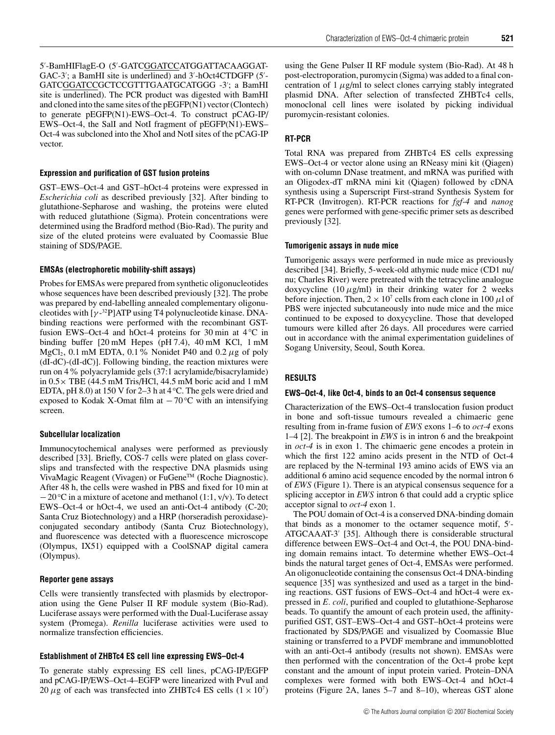5′-BamHIFlagE-O (5′-GATCGGATCCATGGATTACAAGGATGAC-3′; a BamHI site is underlined) and 3′-hOct4CTDGFP (5′-GATCGGATCCGCTCCGTTTGAATGCATGGG -3′; a BamHI site is underlined). The PCR product was digested with BamHI and cloned into the same sites of the pEGFP(N1) vector (Clontech) to generate pEGFP(N1)-EWS–Oct-4. To construct pCAG-IP/EWS–Oct-4, the SalI and NotI fragment of pEGFP(N1)-EWS–Oct-4 was subcloned into the XhoI and NotI sites of the pCAG-IP vector.

#### Expression and purification of GST fusion proteins

GST–EWS–Oct-4 and GST–hOct-4 proteins were expressed in *Escherichia coli* as described previously [32]. After binding to glutathione-Sepharose and washing, the proteins were eluted with reduced glutathione (Sigma). Protein concentrations were determined using the Bradford method (Bio-Rad). The purity and size of the eluted proteins were evaluated by Coomassie Blue staining of SDS/PAGE.

#### EMSAs (electrophoretic mobility-shift assays)

Probes for EMSAs were prepared from synthetic oligonucleotides whose sequences have been described previously [32]. The probe was prepared by end-labelling annealed complementary oligonucleotides with [$\gamma$-$^{32}$P]ATP using T4 polynucleotide kinase. DNA-binding reactions were performed with the recombinant GST-fusion EWS–Oct-4 and hOct-4 proteins for 30 min at 4 °C in binding buffer [20 mM Hepes (pH 7.4), 40 mM KCl, 1 mM $MgCl_2$, 0.1 mM EDTA, 0.1 % Nonidet P40 and 0.2 $\mu$g of poly (dI-dC)-(dI-dC)]. Following binding, the reaction mixtures were run on 4 % polyacrylamide gels (37:1 acrylamide/bisacrylamide) in 0.5× TBE (44.5 mM Tris/HCl, 44.5 mM boric acid and 1 mM EDTA, pH 8.0) at 150 V for 2–3 h at 4 °C. The gels were dried and exposed to Kodak X-Omat film at −70 °C with an intensifying screen.

#### Subcellular localization

Immunocytochemical analyses were performed as previously described [33]. Briefly, COS-7 cells were plated on glass coverslips and transfected with the respective DNA plasmids using VivaMagic Reagent (Vivagen) or FuGene™ (Roche Diagnostic). After 48 h, the cells were washed in PBS and fixed for 10 min at −20 °C in a mixture of acetone and methanol (1:1, v/v). To detect EWS–Oct-4 or hOct-4, we used an anti-Oct-4 antibody (C-20; Santa Cruz Biotechnology) and a HRP (horseradish peroxidase)-conjugated secondary antibody (Santa Cruz Biotechnology), and fluorescence was detected with a fluorescence microscope (Olympus, IX51) equipped with a CoolSNAP digital camera (Olympus).

#### Reporter gene assays

Cells were transiently transfected with plasmids by electroporation using the Gene Pulser II RF module system (Bio-Rad). Luciferase assays were performed with the Dual-Luciferase assay system (Promega). *Renilla* luciferase activities were used to normalize transfection efficiencies.

#### Establishment of ZHBTc4 ES cell line expressing EWS–Oct-4

To generate stably expressing ES cell lines, pCAG-IP/EGFP and pCAG-IP/EWS–Oct-4–EGFP were linearized with PvuI and 20 $\mu$g of each was transfected into ZHBTc4 ES cells ($1 \times 10^7$) using the Gene Pulser II RF module system (Bio-Rad). At 48 h post-electroporation, puromycin (Sigma) was added to a final concentration of 1 $\mu$g/ml to select clones carrying stably integrated plasmid DNA. After selection of transfected ZHBTc4 cells, monoclonal cell lines were isolated by picking individual puromycin-resistant colonies.

#### RT-PCR

Total RNA was prepared from ZHBTc4 ES cells expressing EWS–Oct-4 or vector alone using an RNeasy mini kit (Qiagen) with on-column DNase treatment, and mRNA was purified with an Oligodex-dT mRNA mini kit (Qiagen) followed by cDNA synthesis using a Superscript First-strand Synthesis System for RT-PCR (Invitrogen). RT-PCR reactions for *fgf-4* and *nanog* genes were performed with gene-specific primer sets as described previously [32].

#### Tumorigenic assays in nude mice

Tumorigenic assays were performed in nude mice as previously described [34]. Briefly, 5-week-old athymic nude mice (CD1 nu/nu; Charles River) were pretreated with the tetracycline analogue doxycycline (10 $\mu$g/ml) in their drinking water for 2 weeks before injection. Then, $2 \times 10^7$ cells from each clone in 100 $\mu$l of PBS were injected subcutaneously into nude mice and the mice continued to be exposed to doxycycline. Those that developed tumours were killed after 26 days. All procedures were carried out in accordance with the animal experimentation guidelines of Sogang University, Seoul, South Korea.

## RESULTS

#### EWS–Oct-4, like Oct-4, binds to an Oct-4 consensus sequence

Characterization of the EWS–Oct-4 translocation fusion product in bone and soft-tissue tumours revealed a chimaeric gene resulting from in-frame fusion of *EWS* exons 1–6 to *oct-4* exons 1–4 [2]. The breakpoint in *EWS* is in intron 6 and the breakpoint in *oct-4* is in exon 1. The chimaeric gene encodes a protein in which the first 122 amino acids present in the NTD of Oct-4 are replaced by the N-terminal 193 amino acids of EWS via an additional 6 amino acid sequence encoded by the normal intron 6 of *EWS* (Figure 1). There is an atypical consensus sequence for a splicing acceptor in *EWS* intron 6 that could add a cryptic splice acceptor signal to *oct-4* exon 1.

The POU domain of Oct-4 is a conserved DNA-binding domain that binds as a monomer to the octamer sequence motif, 5′-ATGCAAAT-3′ [35]. Although there is considerable structural difference between EWS–Oct-4 and Oct-4, the POU DNA-binding domain remains intact. To determine whether EWS–Oct-4 binds the natural target genes of Oct-4, EMSAs were performed. An oligonucleotide containing the consensus Oct-4 DNA-binding sequence [35] was synthesized and used as a target in the binding reactions. GST fusions of EWS–Oct-4 and hOct-4 were expressed in *E. coli*, purified and coupled to glutathione-Sepharose beads. To quantify the amount of each protein used, the affinity-purified GST, GST–EWS–Oct-4 and GST–hOct-4 proteins were fractionated by SDS/PAGE and visualized by Coomassie Blue staining or transferred to a PVDF membrane and immunoblotted with an anti-Oct-4 antibody (results not shown). EMSAs were then performed with the concentration of the Oct-4 probe kept constant and the amount of input protein varied. Protein–DNA complexes were formed with both EWS–Oct-4 and hOct-4 proteins (Figure 2A, lanes 5–7 and 8–10), whereas GST alone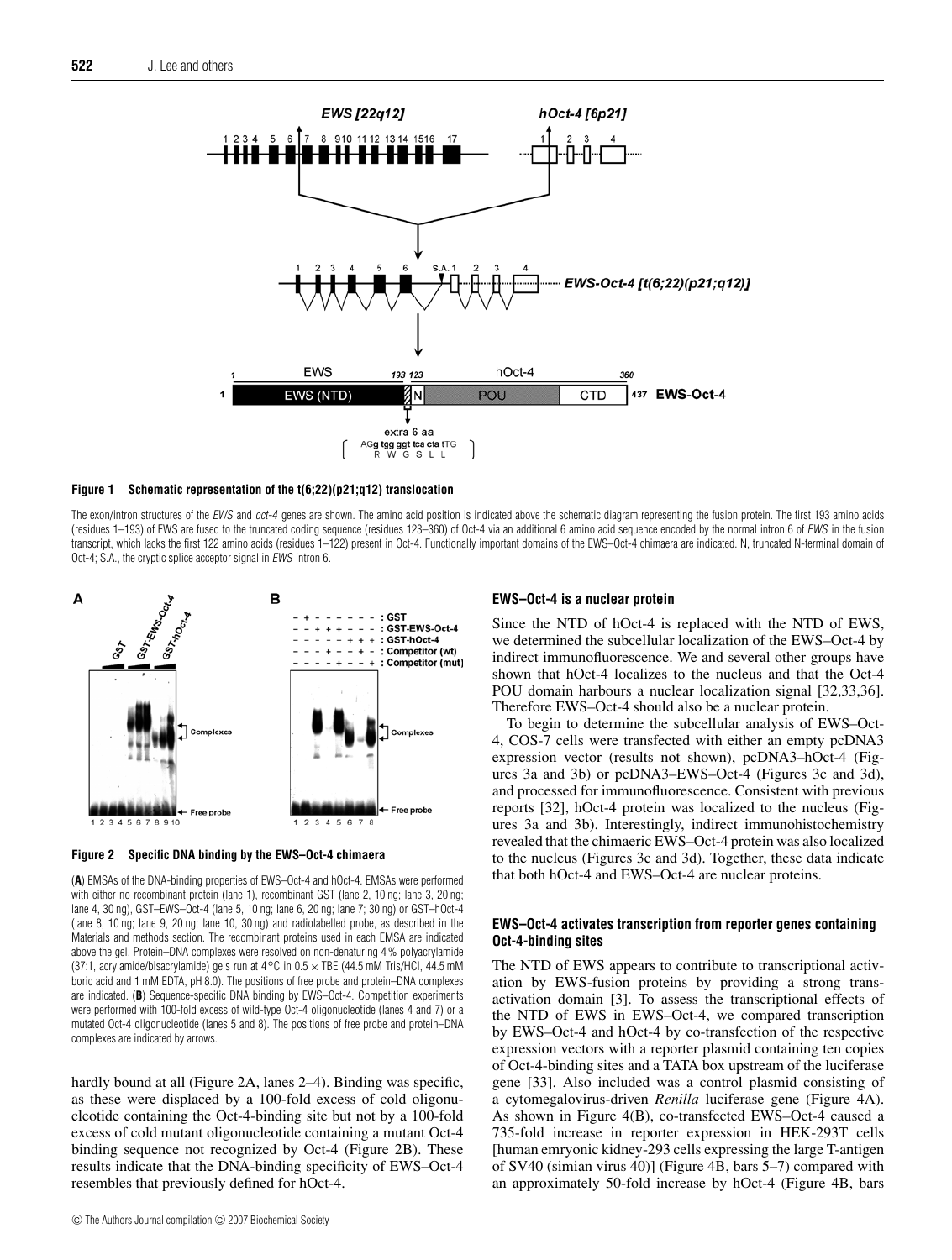**Figure 1 Schematic representation of the t(6;22)(p21;q12) translocation**

The exon/intron structures of the *EWS* and *oct-4* genes are shown. The amino acid position is indicated above the schematic diagram representing the fusion protein. The first 193 amino acids (residues 1–193) of EWS are fused to the truncated coding sequence (residues 123–360) of Oct-4 via an additional 6 amino acid sequence encoded by the normal intron 6 of *EWS* in the fusion transcript, which lacks the first 122 amino acids (residues 1–122) present in Oct-4. Functionally important domains of the EWS–Oct-4 chimaera are indicated. N, truncated N-terminal domain of Oct-4; S.A., the cryptic splice acceptor signal in *EWS* intron 6.

**Figure 2 Specific DNA binding by the EWS–Oct-4 chimaera**

(**A**) EMSAs of the DNA-binding properties of EWS–Oct-4 and hOct-4. EMSAs were performed with either no recombinant protein (lane 1), recombinant GST (lane 2, 10 ng; lane 3, 20 ng; lane 4, 30 ng), GST–EWS–Oct-4 (lane 5, 10 ng; lane 6, 20 ng; lane 7; 30 ng) or GST–hOct-4 (lane 8, 10 ng; lane 9, 20 ng; lane 10, 30 ng) and radiolabelled probe, as described in the Materials and methods section. The recombinant proteins used in each EMSA are indicated above the gel. Protein–DNA complexes were resolved on non-denaturing 4 % polyacrylamide (37:1, acrylamide/bisacrylamide) gels run at 4 °C in 0.5 × TBE (44.5 mM Tris/HCl, 44.5 mM boric acid and 1 mM EDTA, pH 8.0). The positions of free probe and protein–DNA complexes are indicated. (**B**) Sequence-specific DNA binding by EWS–Oct-4. Competition experiments were performed with 100-fold excess of wild-type Oct-4 oligonucleotide (lanes 4 and 7) or a mutated Oct-4 oligonucleotide (lanes 5 and 8). The positions of free probe and protein–DNA complexes are indicated by arrows.

hardly bound at all (Figure 2A, lanes 2–4). Binding was specific, as these were displaced by a 100-fold excess of cold oligonucleotide containing the Oct-4-binding site but not by a 100-fold excess of cold mutant oligonucleotide containing a mutant Oct-4 binding sequence not recognized by Oct-4 (Figure 2B). These results indicate that the DNA-binding specificity of EWS–Oct-4 resembles that previously defined for hOct-4.

### EWS–Oct-4 is a nuclear protein

Since the NTD of hOct-4 is replaced with the NTD of EWS, we determined the subcellular localization of the EWS–Oct-4 by indirect immunofluorescence. We and several other groups have shown that hOct-4 localizes to the nucleus and that the Oct-4 POU domain harbours a nuclear localization signal [32,33,36]. Therefore EWS–Oct-4 should also be a nuclear protein.

To begin to determine the subcellular analysis of EWS–Oct-4, COS-7 cells were transfected with either an empty pcDNA3 expression vector (results not shown), pcDNA3–hOct-4 (Figures 3a and 3b) or pcDNA3–EWS–Oct-4 (Figures 3c and 3d), and processed for immunofluorescence. Consistent with previous reports [32], hOct-4 protein was localized to the nucleus (Figures 3a and 3b). Interestingly, indirect immunohistochemistry revealed that the chimaeric EWS–Oct-4 protein was also localized to the nucleus (Figures 3c and 3d). Together, these data indicate that both hOct-4 and EWS–Oct-4 are nuclear proteins.

### EWS–Oct-4 activates transcription from reporter genes containing Oct-4-binding sites

The NTD of EWS appears to contribute to transcriptional activation by EWS-fusion proteins by providing a strong trans-activation domain [3]. To assess the transcriptional effects of the NTD of EWS in EWS–Oct-4, we compared transcription by EWS–Oct-4 and hOct-4 by co-transfection of the respective expression vectors with a reporter plasmid containing ten copies of Oct-4-binding sites and a TATA box upstream of the luciferase gene [33]. Also included was a control plasmid consisting of a cytomegalovirus-driven *Renilla* luciferase gene (Figure 4A). As shown in Figure 4(B), co-transfected EWS–Oct-4 caused a 735-fold increase in reporter expression in HEK-293T cells [human emryonic kidney-293 cells expressing the large T-antigen of SV40 (simian virus 40)] (Figure 4B, bars 5–7) compared with an approximately 50-fold increase by hOct-4 (Figure 4B, bars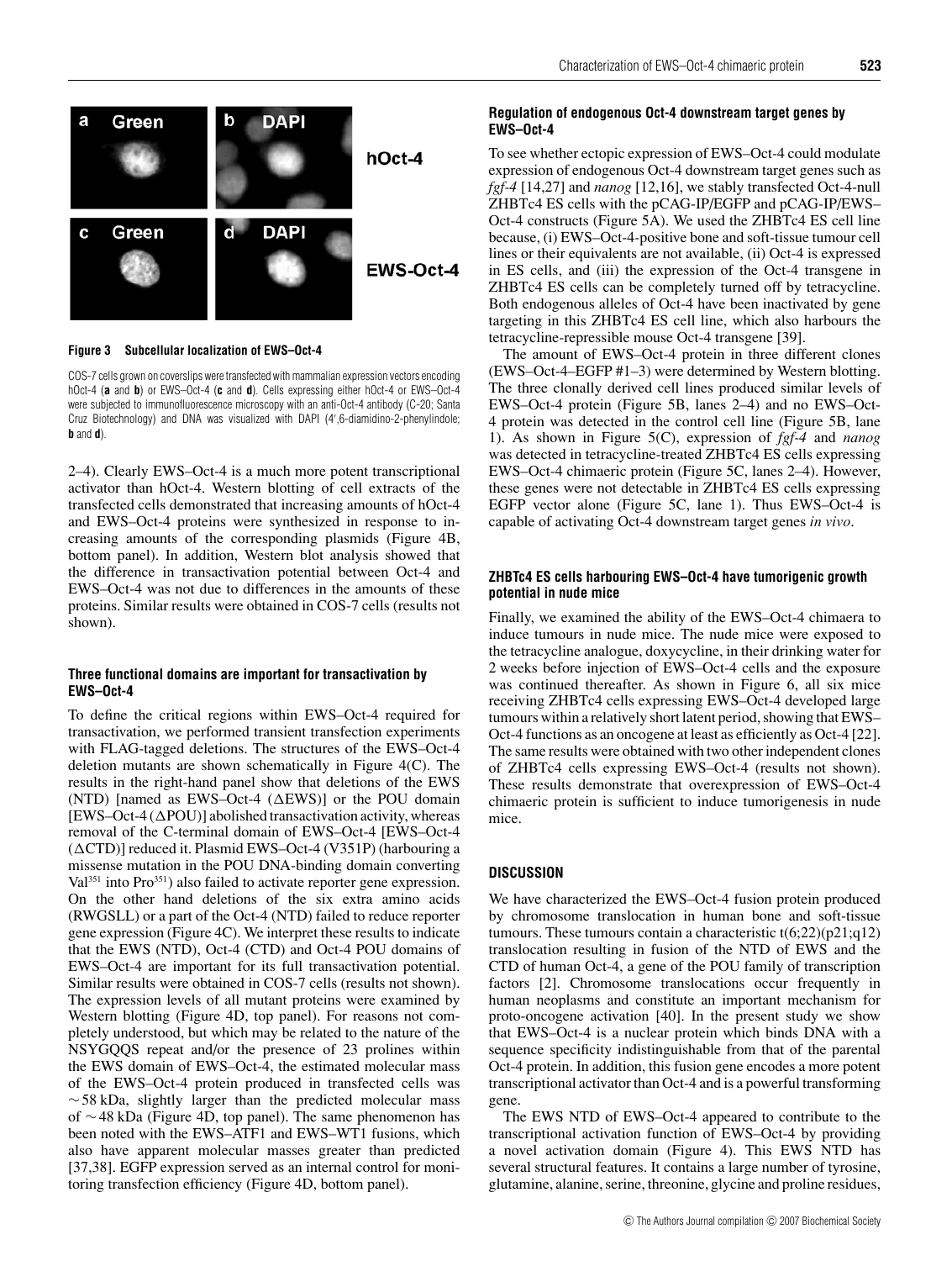**Figure 3 Subcellular localization of EWS–Oct-4**

COS-7 cells grown on coverslips were transfected with mammalian expression vectors encoding hOct-4 (**a** and **b**) or EWS–Oct-4 (**c** and **d**). Cells expressing either hOct-4 or EWS–Oct-4 were subjected to immunofluorescence microscopy with an anti-Oct-4 antibody (C-20; Santa Cruz Biotechnology) and DNA was visualized with DAPI (4′,6-diamidino-2-phenylindole; **b** and **d**).

2–4). Clearly EWS–Oct-4 is a much more potent transcriptional activator than hOct-4. Western blotting of cell extracts of the transfected cells demonstrated that increasing amounts of hOct-4 and EWS–Oct-4 proteins were synthesized in response to increasing amounts of the corresponding plasmids (Figure 4B, bottom panel). In addition, Western blot analysis showed that the difference in transactivation potential between Oct-4 and EWS–Oct-4 was not due to differences in the amounts of these proteins. Similar results were obtained in COS-7 cells (results not shown).

### Three functional domains are important for transactivation by EWS–Oct-4

To define the critical regions within EWS–Oct-4 required for transactivation, we performed transient transfection experiments with FLAG-tagged deletions. The structures of the EWS–Oct-4 deletion mutants are shown schematically in Figure 4(C). The results in the right-hand panel show that deletions of the EWS (NTD) [named as EWS–Oct-4 (ΔEWS)] or the POU domain [EWS–Oct-4 (ΔPOU)] abolished transactivation activity, whereas removal of the C-terminal domain of EWS–Oct-4 [EWS–Oct-4 (ΔCTD)] reduced it. Plasmid EWS–Oct-4 (V351P) (harbouring a missense mutation in the POU DNA-binding domain converting $Val^{351}$ into $Pro^{351}$) also failed to activate reporter gene expression. On the other hand deletions of the six extra amino acids (RWGSLL) or a part of the Oct-4 (NTD) failed to reduce reporter gene expression (Figure 4C). We interpret these results to indicate that the EWS (NTD), Oct-4 (CTD) and Oct-4 POU domains of EWS–Oct-4 are important for its full transactivation potential. Similar results were obtained in COS-7 cells (results not shown). The expression levels of all mutant proteins were examined by Western blotting (Figure 4D, top panel). For reasons not completely understood, but which may be related to the nature of the NSYGQQS repeat and/or the presence of 23 prolines within the EWS domain of EWS–Oct-4, the estimated molecular mass of the EWS–Oct-4 protein produced in transfected cells was ~58 kDa, slightly larger than the predicted molecular mass of ~48 kDa (Figure 4D, top panel). The same phenomenon has been noted with the EWS–ATF1 and EWS–WT1 fusions, which also have apparent molecular masses greater than predicted [37,38]. EGFP expression served as an internal control for monitoring transfection efficiency (Figure 4D, bottom panel).

### Regulation of endogenous Oct-4 downstream target genes by EWS–Oct-4

To see whether ectopic expression of EWS–Oct-4 could modulate expression of endogenous Oct-4 downstream target genes such as *fgf-4* [14,27] and *nanog* [12,16], we stably transfected Oct-4-null ZHBTc4 ES cells with the pCAG-IP/EGFP and pCAG-IP/EWS–Oct-4 constructs (Figure 5A). We used the ZHBTc4 ES cell line because, (i) EWS–Oct-4-positive bone and soft-tissue tumour cell lines or their equivalents are not available, (ii) Oct-4 is expressed in ES cells, and (iii) the expression of the Oct-4 transgene in ZHBTc4 ES cells can be completely turned off by tetracycline. Both endogenous alleles of Oct-4 have been inactivated by gene targeting in this ZHBTc4 ES cell line, which also harbours the tetracycline-repressible mouse Oct-4 transgene [39].

The amount of EWS–Oct-4 protein in three different clones (EWS–Oct-4–EGFP #1–3) were determined by Western blotting. The three clonally derived cell lines produced similar levels of EWS–Oct-4 protein (Figure 5B, lanes 2–4) and no EWS–Oct-4 protein was detected in the control cell line (Figure 5B, lane 1). As shown in Figure 5(C), expression of *fgf-4* and *nanog* was detected in tetracycline-treated ZHBTc4 ES cells expressing EWS–Oct-4 chimaeric protein (Figure 5C, lanes 2–4). However, these genes were not detectable in ZHBTc4 ES cells expressing EGFP vector alone (Figure 5C, lane 1). Thus EWS–Oct-4 is capable of activating Oct-4 downstream target genes *in vivo*.

### ZHBTc4 ES cells harbouring EWS–Oct-4 have tumorigenic growth potential in nude mice

Finally, we examined the ability of the EWS–Oct-4 chimaera to induce tumours in nude mice. The nude mice were exposed to the tetracycline analogue, doxycycline, in their drinking water for 2 weeks before injection of EWS–Oct-4 cells and the exposure was continued thereafter. As shown in Figure 6, all six mice receiving ZHBTc4 cells expressing EWS–Oct-4 developed large tumours within a relatively short latent period, showing that EWS–Oct-4 functions as an oncogene at least as efficiently as Oct-4 [22]. The same results were obtained with two other independent clones of ZHBTc4 cells expressing EWS–Oct-4 (results not shown). These results demonstrate that overexpression of EWS–Oct-4 chimaeric protein is sufficient to induce tumorigenesis in nude mice.

## DISCUSSION

We have characterized the EWS–Oct-4 fusion protein produced by chromosome translocation in human bone and soft-tissue tumours. These tumours contain a characteristic t(6;22)(p21;q12) translocation resulting in fusion of the NTD of EWS and the CTD of human Oct-4, a gene of the POU family of transcription factors [2]. Chromosome translocations occur frequently in human neoplasms and constitute an important mechanism for proto-oncogene activation [40]. In the present study we show that EWS–Oct-4 is a nuclear protein which binds DNA with a sequence specificity indistinguishable from that of the parental Oct-4 protein. In addition, this fusion gene encodes a more potent transcriptional activator than Oct-4 and is a powerful transforming gene.

The EWS NTD of EWS–Oct-4 appeared to contribute to the transcriptional activation function of EWS–Oct-4 by providing a novel activation domain (Figure 4). This EWS NTD has several structural features. It contains a large number of tyrosine, glutamine, alanine, serine, threonine, glycine and proline residues,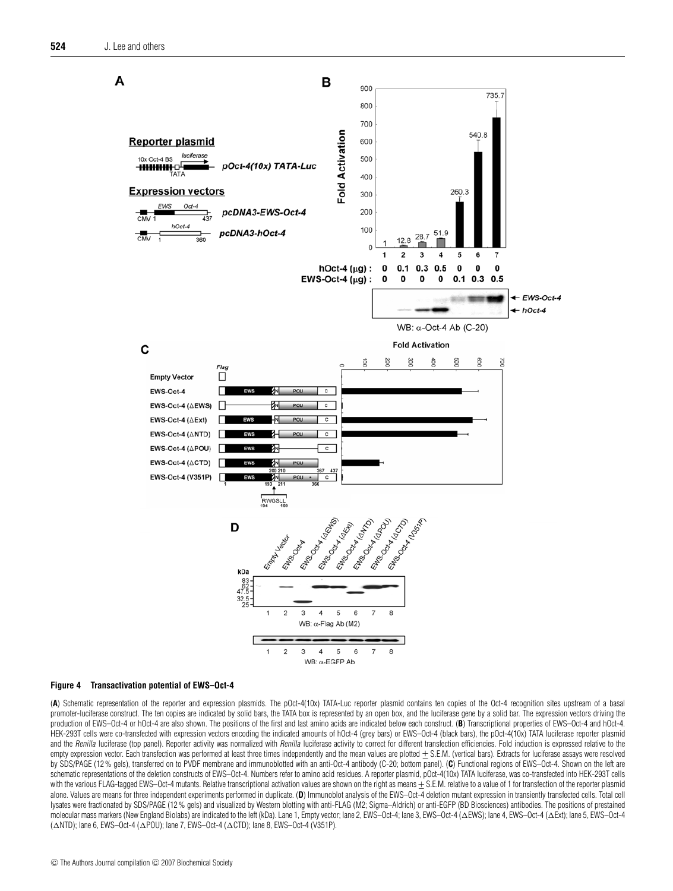**Figure 4 Transactivation potential of EWS–Oct-4**

(**A**) Schematic representation of the reporter and expression plasmids. The pOct-4(10x) TATA-Luc reporter plasmid contains ten copies of the Oct-4 recognition sites upstream of a basal promoter-luciferase construct. The ten copies are indicated by solid bars, the TATA box is represented by an open box, and the luciferase gene by a solid bar. The expression vectors driving the production of EWS–Oct-4 or hOct-4 are also shown. The positions of the first and last amino acids are indicated below each construct. (**B**) Transcriptional properties of EWS–Oct-4 and hOct-4. HEK-293T cells were co-transfected with expression vectors encoding the indicated amounts of hOct-4 (grey bars) or EWS–Oct-4 (black bars), the pOct-4(10x) TATA luciferase reporter plasmid and the *Renilla* luciferase (top panel). Reporter activity was normalized with *Renilla* luciferase activity to correct for different transfection efficiencies. Fold induction is expressed relative to the empty expression vector. Each transfection was performed at least three times independently and the mean values are plotted ± S.E.M. (vertical bars). Extracts for luciferase assays were resolved by SDS/PAGE (12 % gels), transferred on to PVDF membrane and immunoblotted with an anti-Oct-4 antibody (C-20; bottom panel). (**C**) Functional regions of EWS–Oct-4. Shown on the left are schematic representations of the deletion constructs of EWS–Oct-4. Numbers refer to amino acid residues. A reporter plasmid, pOct-4(10x) TATA luciferase, was co-transfected into HEK-293T cells with the various FLAG-tagged EWS–Oct-4 mutants. Relative transcriptional activation values are shown on the right as means ± S.E.M. relative to a value of 1 for transfection of the reporter plasmid alone. Values are means for three independent experiments performed in duplicate. (**D**) Immunoblot analysis of the EWS–Oct-4 deletion mutant expression in transiently transfected cells. Total cell lysates were fractionated by SDS/PAGE (12 % gels) and visualized by Western blotting with anti-FLAG (M2; Sigma–Aldrich) or anti-EGFP (BD Biosciences) antibodies. The positions of prestained molecular mass markers (New England Biolabs) are indicated to the left (kDa). Lane 1, Empty vector; lane 2, EWS–Oct-4; lane 3, EWS–Oct-4 (ΔEWS); lane 4, EWS–Oct-4 (ΔExt); lane 5, EWS–Oct-4 (ΔNTD); lane 6, EWS–Oct-4 (ΔPOU); lane 7, EWS–Oct-4 (ΔCTD); lane 8, EWS–Oct-4 (V351P).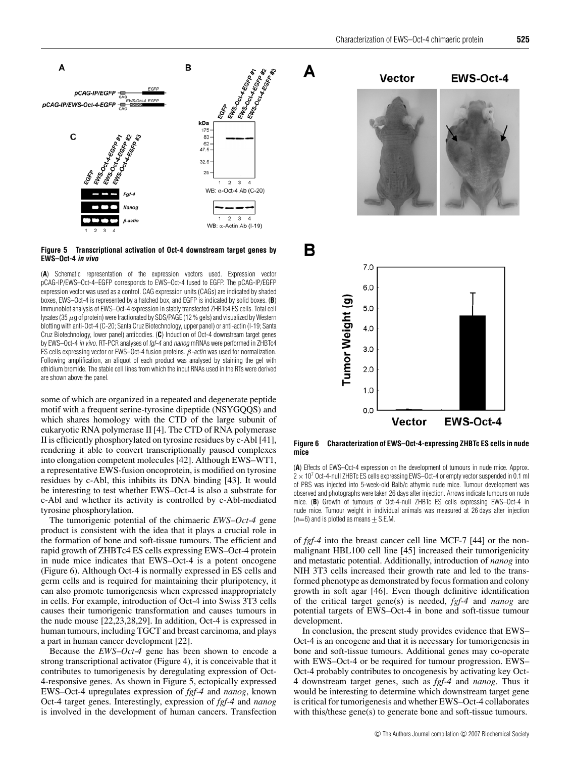**Figure 5 Transcriptional activation of Oct-4 downstream target genes by EWS–Oct-4 *in vivo***

(**A**) Schematic representation of the expression vectors used. Expression vector pCAG-IP/EWS–Oct-4–EGFP corresponds to EWS–Oct-4 fused to EGFP. The pCAG-IP/EGFP expression vector was used as a control. CAG expression units (CAGs) are indicated by shaded boxes, EWS–Oct-4 is represented by a hatched box, and EGFP is indicated by solid boxes. (**B**) Immunoblot analysis of EWS–Oct-4 expression in stably transfected ZHBTc4 ES cells. Total cell lysates (35 $\mu$g of protein) were fractionated by SDS/PAGE (12 % gels) and visualized by Western blotting with anti-Oct-4 (C-20; Santa Cruz Biotechnology, upper panel) or anti-actin (I-19; Santa Cruz Biotechnology, lower panel) antibodies. (**C**) Induction of Oct-4 downstream target genes by EWS–Oct-4 *in vivo*. RT-PCR analyses of *fgf-4* and *nanog* mRNAs were performed in ZHBTc4 ES cells expressing vector or EWS–Oct-4 fusion proteins. $\beta$-*actin* was used for normalization. Following amplification, an aliquot of each product was analysed by staining the gel with ethidium bromide. The stable cell lines from which the input RNAs used in the RTs were derived are shown above the panel.

some of which are organized in a repeated and degenerate peptide motif with a frequent serine-tyrosine dipeptide (NSYGQQS) and which shares homology with the CTD of the large subunit of eukaryotic RNA polymerase II [4]. The CTD of RNA polymerase II is efficiently phosphorylated on tyrosine residues by c-Abl [41], rendering it able to convert transcriptionally paused complexes into elongation competent molecules [42]. Although EWS–WT1, a representative EWS-fusion oncoprotein, is modified on tyrosine residues by c-Abl, this inhibits its DNA binding [43]. It would be interesting to test whether EWS–Oct-4 is also a substrate for c-Abl and whether its activity is controlled by c-Abl-mediated tyrosine phosphorylation.

The tumorigenic potential of the chimaeric *EWS–Oct-4* gene product is consistent with the idea that it plays a crucial role in the formation of bone and soft-tissue tumours. The efficient and rapid growth of ZHBTc4 ES cells expressing EWS–Oct-4 protein in nude mice indicates that EWS–Oct-4 is a potent oncogene (Figure 6). Although Oct-4 is normally expressed in ES cells and germ cells and is required for maintaining their pluripotency, it can also promote tumorigenesis when expressed inappropriately in cells. For example, introduction of Oct-4 into Swiss 3T3 cells causes their tumorigenic transformation and causes tumours in the nude mouse [22,23,28,29]. In addition, Oct-4 is expressed in human tumours, including TGCT and breast carcinoma, and plays a part in human cancer development [22].

Because the *EWS–Oct-4* gene has been shown to encode a strong transcriptional activator (Figure 4), it is conceivable that it contributes to tumorigenesis by deregulating expression of Oct-4-responsive genes. As shown in Figure 5, ectopically expressed EWS–Oct-4 upregulates expression of *fgf-4* and *nanog*, known Oct-4 target genes. Interestingly, expression of *fgf-4* and *nanog* is involved in the development of human cancers. Transfection of *fgf-4* into the breast cancer cell line MCF-7 [44] or the non-malignant HBL100 cell line [45] increased their tumorigenicity and metastatic potential. Additionally, introduction of *nanog* into NIH 3T3 cells increased their growth rate and led to the transformed phenotype as demonstrated by focus formation and colony growth in soft agar [46]. Even though definitive identification of the critical target gene(s) is needed, *fgf-4* and *nanog* are potential targets of EWS–Oct-4 in bone and soft-tissue tumour development.

In conclusion, the present study provides evidence that EWS–Oct-4 is an oncogene and that it is necessary for tumorigenesis in bone and soft-tissue tumours. Additional genes may co-operate with EWS–Oct-4 or be required for tumour progression. EWS–Oct-4 probably contributes to oncogenesis by activating key Oct-4 downstream target genes, such as *fgf-4* and *nanog*. Thus it would be interesting to determine which downstream target gene is critical for tumorigenesis and whether EWS–Oct-4 collaborates with this/these gene(s) to generate bone and soft-tissue tumours.

**Figure 6 Characterization of EWS–Oct-4-expressing ZHBTc ES cells in nude mice**

(**A**) Effects of EWS–Oct-4 expression on the development of tumours in nude mice. Approx. $2 \times 10^7$ Oct-4-null ZHBTc ES cells expressing EWS–Oct-4 or empty vector suspended in 0.1 ml of PBS was injected into 5-week-old Balb/c athymic nude mice. Tumour development was observed and photographs were taken 26 days after injection. Arrows indicate tumours on nude mice. (**B**) Growth of tumours of Oct-4-null ZHBTc ES cells expressing EWS–Oct-4 in nude mice. Tumour weight in individual animals was measured at 26 days after injection ($n$=6) and is plotted as means ± S.E.M.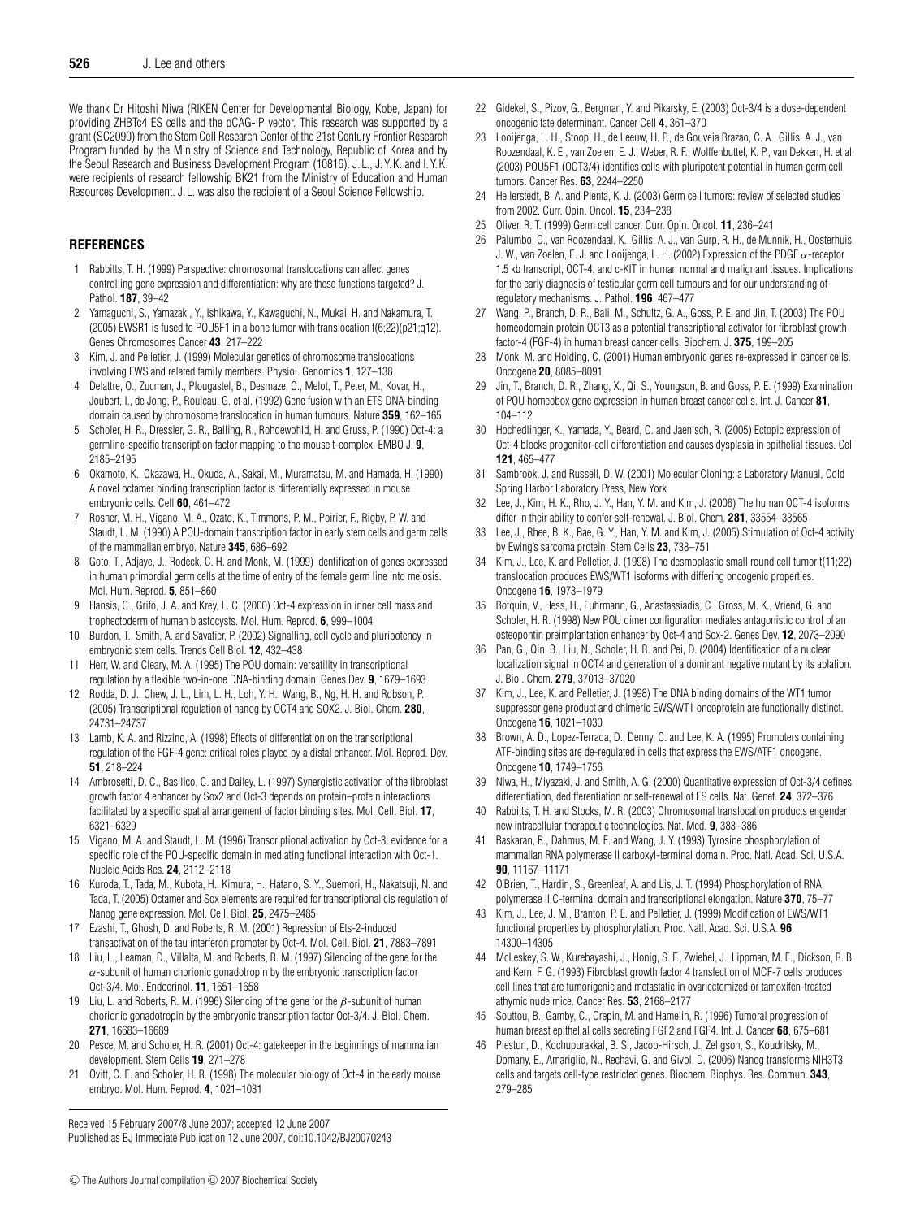We thank Dr Hitoshi Niwa (RIKEN Center for Developmental Biology, Kobe, Japan) for providing ZHBTc4 ES cells and the pCAG-IP vector. This research was supported by a grant (SC2090) from the Stem Cell Research Center of the 21st Century Frontier Research Program funded by the Ministry of Science and Technology, Republic of Korea and by the Seoul Research and Business Development Program (10816). J. L., J. Y. K. and I. Y. K. were recipients of research fellowship BK21 from the Ministry of Education and Human Resources Development. J. L. was also the recipient of a Seoul Science Fellowship.

## REFERENCES

1. Rabbitts, T. H. (1999) Perspective: chromosomal translocations can affect genes controlling gene expression and differentiation: why are these functions targeted? J. Pathol. **187**, 39–42
2. Yamaguchi, S., Yamazaki, Y., Ishikawa, Y., Kawaguchi, N., Mukai, H. and Nakamura, T. (2005) EWSR1 is fused to POU5F1 in a bone tumor with translocation t(6;22)(p21;q12). Genes Chromosomes Cancer **43**, 217–222
3. Kim, J. and Pelletier, J. (1999) Molecular genetics of chromosome translocations involving EWS and related family members. Physiol. Genomics **1**, 127–138
4. Delattre, O., Zucman, J., Plougastel, B., Desmaze, C., Melot, T., Peter, M., Kovar, H., Joubert, I., de Jong, P., Rouleau, G. et al. (1992) Gene fusion with an ETS DNA-binding domain caused by chromosome translocation in human tumours. Nature **359**, 162–165
5. Scholer, H. R., Dressler, G. R., Balling, R., Rohdewohld, H. and Gruss, P. (1990) Oct-4: a germline-specific transcription factor mapping to the mouse t-complex. EMBO J. **9**, 2185–2195
6. Okamoto, K., Okazawa, H., Okuda, A., Sakai, M., Muramatsu, M. and Hamada, H. (1990) A novel octamer binding transcription factor is differentially expressed in mouse embryonic cells. Cell **60**, 461–472
7. Rosner, M. H., Vigano, M. A., Ozato, K., Timmons, P. M., Poirier, F., Rigby, P. W. and Staudt, L. M. (1990) A POU-domain transcription factor in early stem cells and germ cells of the mammalian embryo. Nature **345**, 686–692
8. Goto, T., Adjaye, J., Rodeck, C. H. and Monk, M. (1999) Identification of genes expressed in human primordial germ cells at the time of entry of the female germ line into meiosis. Mol. Hum. Reprod. **5**, 851–860
9. Hansis, C., Grifo, J. A. and Krey, L. C. (2000) Oct-4 expression in inner cell mass and trophectoderm of human blastocysts. Mol. Hum. Reprod. **6**, 999–1004
10. Burdon, T., Smith, A. and Savatier, P. (2002) Signalling, cell cycle and pluripotency in embryonic stem cells. Trends Cell Biol. **12**, 432–438
11. Herr, W. and Cleary, M. A. (1995) The POU domain: versatility in transcriptional regulation by a flexible two-in-one DNA-binding domain. Genes Dev. **9**, 1679–1693
12. Rodda, D. J., Chew, J. L., Lim, L. H., Loh, Y. H., Wang, B., Ng, H. H. and Robson, P. (2005) Transcriptional regulation of nanog by OCT4 and SOX2. J. Biol. Chem. **280**, 24731–24737
13. Lamb, K. A. and Rizzino, A. (1998) Effects of differentiation on the transcriptional regulation of the FGF-4 gene: critical roles played by a distal enhancer. Mol. Reprod. Dev. **51**, 218–224
14. Ambrosetti, D. C., Basilico, C. and Dailey, L. (1997) Synergistic activation of the fibroblast growth factor 4 enhancer by Sox2 and Oct-3 depends on protein–protein interactions facilitated by a specific spatial arrangement of factor binding sites. Mol. Cell. Biol. **17**, 6321–6329
15. Vigano, M. A. and Staudt, L. M. (1996) Transcriptional activation by Oct-3: evidence for a specific role of the POU-specific domain in mediating functional interaction with Oct-1. Nucleic Acids Res. **24**, 2112–2118
16. Kuroda, T., Tada, M., Kubota, H., Kimura, H., Hatano, S. Y., Suemori, H., Nakatsuji, N. and Tada, T. (2005) Octamer and Sox elements are required for transcriptional cis regulation of Nanog gene expression. Mol. Cell. Biol. **25**, 2475–2485
17. Ezashi, T., Ghosh, D. and Roberts, R. M. (2001) Repression of Ets-2-induced transactivation of the tau interferon promoter by Oct-4. Mol. Cell. Biol. **21**, 7883–7891
18. Liu, L., Leaman, D., Villalta, M. and Roberts, R. M. (1997) Silencing of the gene for the $\alpha$-subunit of human chorionic gonadotropin by the embryonic transcription factor Oct-3/4. Mol. Endocrinol. **11**, 1651–1658
19. Liu, L. and Roberts, R. M. (1996) Silencing of the gene for the $\beta$-subunit of human chorionic gonadotropin by the embryonic transcription factor Oct-3/4. J. Biol. Chem. **271**, 16683–16689
20. Pesce, M. and Scholer, H. R. (2001) Oct-4: gatekeeper in the beginnings of mammalian development. Stem Cells **19**, 271–278
21. Ovitt, C. E. and Scholer, H. R. (1998) The molecular biology of Oct-4 in the early mouse embryo. Mol. Hum. Reprod. **4**, 1021–1031
22. Gidekel, S., Pizov, G., Bergman, Y. and Pikarsky, E. (2003) Oct-3/4 is a dose-dependent oncogenic fate determinant. Cancer Cell **4**, 361–370
23. Looijenga, L. H., Stoop, H., de Leeuw, H. P., de Gouveia Brazao, C. A., Gillis, A. J., van Roozendaal, K. E., van Zoelen, E. J., Weber, R. F., Wolffenbuttel, K. P., van Dekken, H. et al. (2003) POU5F1 (OCT3/4) identifies cells with pluripotent potential in human germ cell tumors. Cancer Res. **63**, 2244–2250
24. Hellerstedt, B. A. and Pienta, K. J. (2003) Germ cell tumors: review of selected studies from 2002. Curr. Opin. Oncol. **15**, 234–238
25. Oliver, R. T. (1999) Germ cell cancer. Curr. Opin. Oncol. **11**, 236–241
26. Palumbo, C., van Roozendaal, K., Gillis, A. J., van Gurp, R. H., de Munnik, H., Oosterhuis, J. W., van Zoelen, E. J. and Looijenga, L. H. (2002) Expression of the PDGF $\alpha$-receptor 1.5 kb transcript, OCT-4, and c-KIT in human normal and malignant tissues. Implications for the early diagnosis of testicular germ cell tumours and for our understanding of regulatory mechanisms. J. Pathol. **196**, 467–477
27. Wang, P., Branch, D. R., Bali, M., Schultz, G. A., Goss, P. E. and Jin, T. (2003) The POU homeodomain protein OCT3 as a potential transcriptional activator for fibroblast growth factor-4 (FGF-4) in human breast cancer cells. Biochem. J. **375**, 199–205
28. Monk, M. and Holding, C. (2001) Human embryonic genes re-expressed in cancer cells. Oncogene **20**, 8085–8091
29. Jin, T., Branch, D. R., Zhang, X., Qi, S., Youngson, B. and Goss, P. E. (1999) Examination of POU homeobox gene expression in human breast cancer cells. Int. J. Cancer **81**, 104–112
30. Hochedlinger, K., Yamada, Y., Beard, C. and Jaenisch, R. (2005) Ectopic expression of Oct-4 blocks progenitor-cell differentiation and causes dysplasia in epithelial tissues. Cell **121**, 465–477
31. Sambrook, J. and Russell, D. W. (2001) Molecular Cloning: a Laboratory Manual, Cold Spring Harbor Laboratory Press, New York
32. Lee, J., Kim, H. K., Rho, J. Y., Han, Y. M. and Kim, J. (2006) The human OCT-4 isoforms differ in their ability to confer self-renewal. J. Biol. Chem. **281**, 33554–33565
33. Lee, J., Rhee, B. K., Bae, G. Y., Han, Y. M. and Kim, J. (2005) Stimulation of Oct-4 activity by Ewing's sarcoma protein. Stem Cells **23**, 738–751
34. Kim, J., Lee, K. and Pelletier, J. (1998) The desmoplastic small round cell tumor t(11;22) translocation produces EWS/WT1 isoforms with differing oncogenic properties. Oncogene **16**, 1973–1979
35. Botquin, V., Hess, H., Fuhrmann, G., Anastassiadis, C., Gross, M. K., Vriend, G. and Scholer, H. R. (1998) New POU dimer configuration mediates antagonistic control of an osteopontin preimplantation enhancer by Oct-4 and Sox-2. Genes Dev. **12**, 2073–2090
36. Pan, G., Qin, B., Liu, N., Scholer, H. R. and Pei, D. (2004) Identification of a nuclear localization signal in OCT4 and generation of a dominant negative mutant by its ablation. J. Biol. Chem. **279**, 37013–37020
37. Kim, J., Lee, K. and Pelletier, J. (1998) The DNA binding domains of the WT1 tumor suppressor gene product and chimeric EWS/WT1 oncoprotein are functionally distinct. Oncogene **16**, 1021–1030
38. Brown, A. D., Lopez-Terrada, D., Denny, C. and Lee, K. A. (1995) Promoters containing ATF-binding sites are de-regulated in cells that express the EWS/ATF1 oncogene. Oncogene **10**, 1749–1756
39. Niwa, H., Miyazaki, J. and Smith, A. G. (2000) Quantitative expression of Oct-3/4 defines differentiation, dedifferentiation or self-renewal of ES cells. Nat. Genet. **24**, 372–376
40. Rabbitts, T. H. and Stocks, M. R. (2003) Chromosomal translocation products engender new intracellular therapeutic technologies. Nat. Med. **9**, 383–386
41. Baskaran, R., Dahmus, M. E. and Wang, J. Y. (1993) Tyrosine phosphorylation of mammalian RNA polymerase II carboxyl-terminal domain. Proc. Natl. Acad. Sci. U.S.A. **90**, 11167–11171
42. O'Brien, T., Hardin, S., Greenleaf, A. and Lis, J. T. (1994) Phosphorylation of RNA polymerase II C-terminal domain and transcriptional elongation. Nature **370**, 75–77
43. Kim, J., Lee, J. M., Branton, P. E. and Pelletier, J. (1999) Modification of EWS/WT1 functional properties by phosphorylation. Proc. Natl. Acad. Sci. U.S.A. **96**, 14300–14305
44. McLeskey, S. W., Kurebayashi, J., Honig, S. F., Zwiebel, J., Lippman, M. E., Dickson, R. B. and Kern, F. G. (1993) Fibroblast growth factor 4 transfection of MCF-7 cells produces cell lines that are tumorigenic and metastatic in ovariectomized or tamoxifen-treated athymic nude mice. Cancer Res. **53**, 2168–2177
45. Souttou, B., Gamby, C., Crepin, M. and Hamelin, R. (1996) Tumoral progression of human breast epithelial cells secreting FGF2 and FGF4. Int. J. Cancer **68**, 675–681
46. Piestun, D., Kochupurakkal, B. S., Jacob-Hirsch, J., Zeligson, S., Koudritsky, M., Domany, E., Amariglio, N., Rechavi, G. and Givol, D. (2006) Nanog transforms NIH3T3 cells and targets cell-type restricted genes. Biochem. Biophys. Res. Commun. **343**, 279–285

Received 15 February 2007/8 June 2007; accepted 12 June 2007
Published as BJ Immediate Publication 12 June 2007, doi:10.1042/BJ20070243